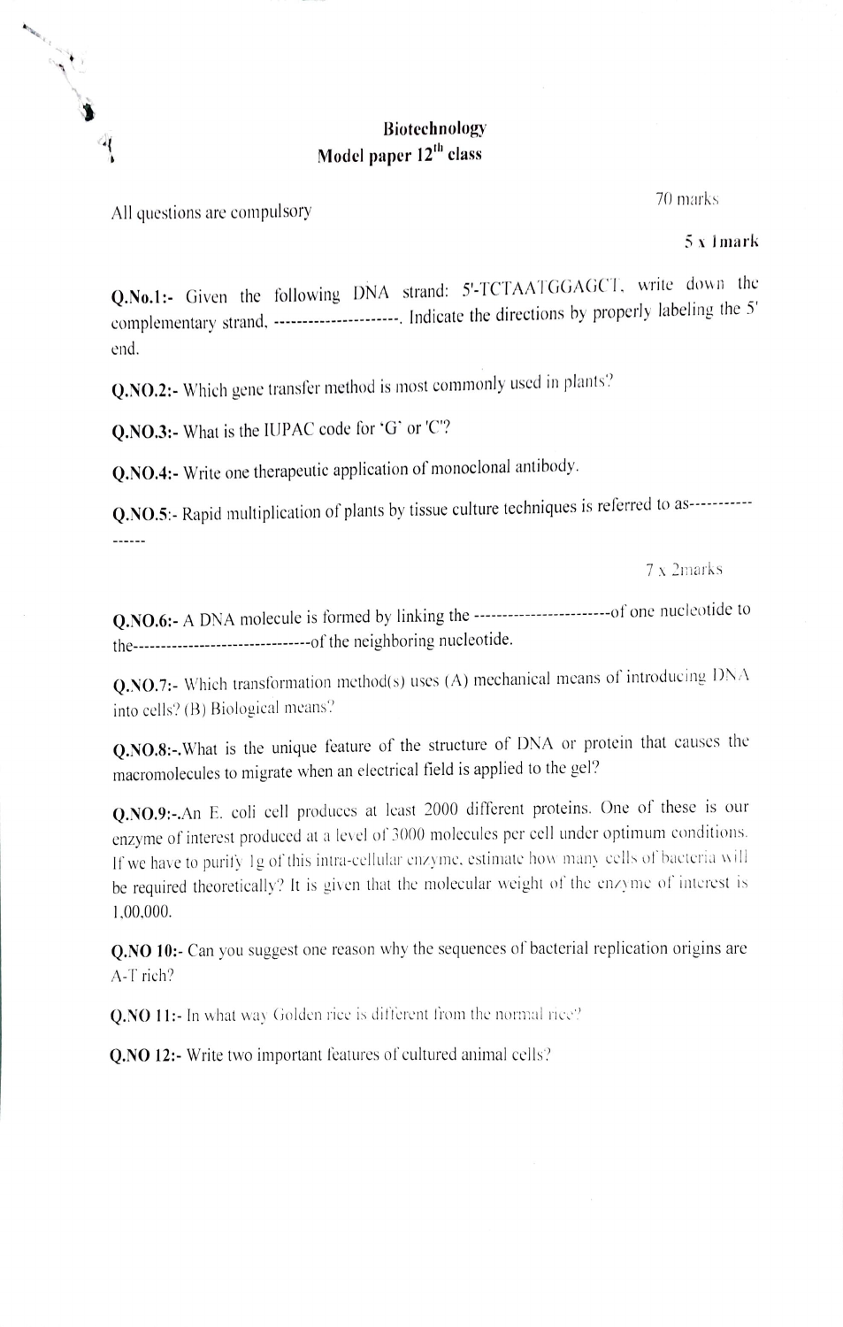# Biotechnology

## Model paper 12$^{th}$ class

All questions are compulsory

70 marks

**5 x 1mark**

**Q.No.1:-** Given the following DNA strand: 5'-TCTAATGGAGCT, write down the complementary strand, ----------------------. Indicate the directions by properly labeling the 5' end.

**Q.NO.2:-** Which gene transfer method is most commonly used in plants?

**Q.NO.3:-** What is the IUPAC code for 'G' or 'C'?

**Q.NO.4:-** Write one therapeutic application of monoclonal antibody.

**Q.NO.5:-** Rapid multiplication of plants by tissue culture techniques is referred to as----------------

7 x 2marks

**Q.NO.6:-** A DNA molecule is formed by linking the -----------------------of one nucleotide to the--------------------------------of the neighboring nucleotide.

**Q.NO.7:-** Which transformation method(s) uses (A) mechanical means of introducing DNA into cells? (B) Biological means?

**Q.NO.8:-**.What is the unique feature of the structure of DNA or protein that causes the macromolecules to migrate when an electrical field is applied to the gel?

**Q.NO.9:-**.An E. coli cell produces at least 2000 different proteins. One of these is our enzyme of interest produced at a level of 3000 molecules per cell under optimum conditions. If we have to purify 1g of this intra-cellular enzyme, estimate how many cells of bacteria will be required theoretically? It is given that the molecular weight of the enzyme of interest is 1,00,000.

**Q.NO 10:-** Can you suggest one reason why the sequences of bacterial replication origins are A-T rich?

**Q.NO 11:-** In what way Golden rice is different from the normal rice?

**Q.NO 12:-** Write two important features of cultured animal cells?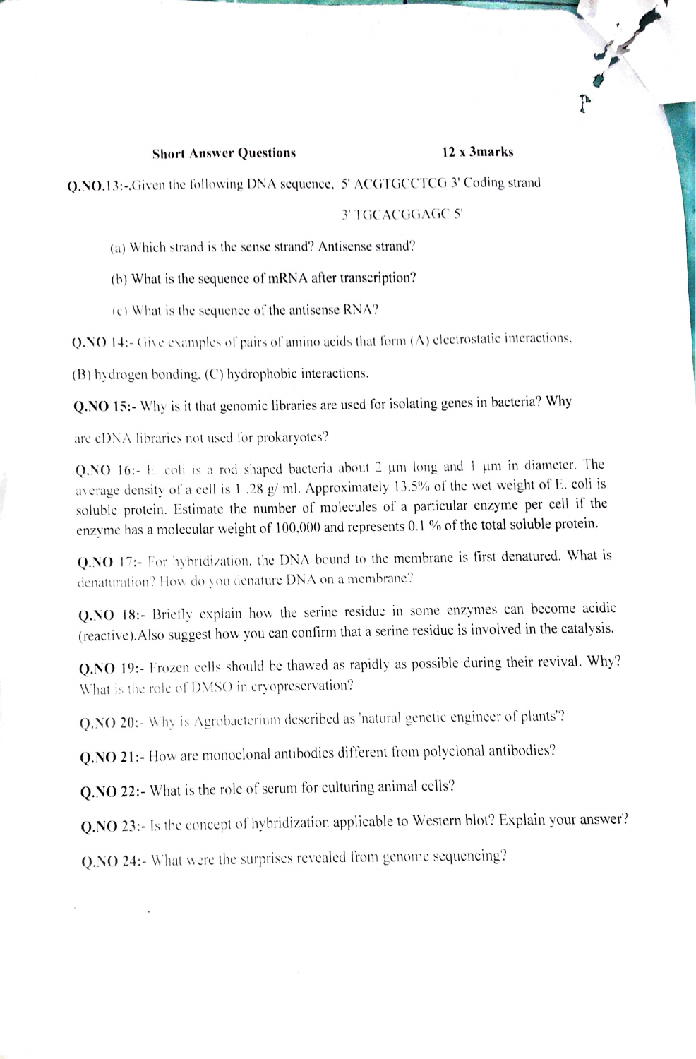**Short Answer Questions** **12 x 3marks**

**Q.NO.13:-** Given the following DNA sequence, 5' ACGTGCCTCG 3' Coding strand

3' TGCACGGAGC 5'

(a) Which strand is the sense strand? Antisense strand?

(b) What is the sequence of mRNA after transcription?

(c) What is the sequence of the antisense RNA?

**Q.NO 14:-** Give examples of pairs of amino acids that form (A) electrostatic interactions. (B) hydrogen bonding, (C) hydrophobic interactions.

**Q.NO 15:-** Why is it that genomic libraries are used for isolating genes in bacteria? Why are cDNA libraries not used for prokaryotes?

**Q.NO 16:-** E. coli is a rod shaped bacteria about 2 μm long and 1 μm in diameter. The average density of a cell is 1 .28 g/ ml. Approximately 13.5% of the wet weight of E. coli is soluble protein. Estimate the number of molecules of a particular enzyme per cell if the enzyme has a molecular weight of 100,000 and represents 0.1 % of the total soluble protein.

**Q.NO 17:-** For hybridization, the DNA bound to the membrane is first denatured. What is denaturation? How do you denature DNA on a membrane?

**Q.NO 18:-** Briefly explain how the serine residue in some enzymes can become acidic (reactive).Also suggest how you can confirm that a serine residue is involved in the catalysis.

**Q.NO 19:-** Frozen cells should be thawed as rapidly as possible during their revival. Why? What is the role of DMSO in cryopreservation?

**Q.NO 20:-** Why is Agrobacterium described as 'natural genetic engineer of plants'?

**Q.NO 21:-** How are monoclonal antibodies different from polyclonal antibodies?

**Q.NO 22:-** What is the role of serum for culturing animal cells?

**Q.NO 23:-** Is the concept of hybridization applicable to Western blot? Explain your answer?

**Q.NO 24:-** What were the surprises revealed from genome sequencing?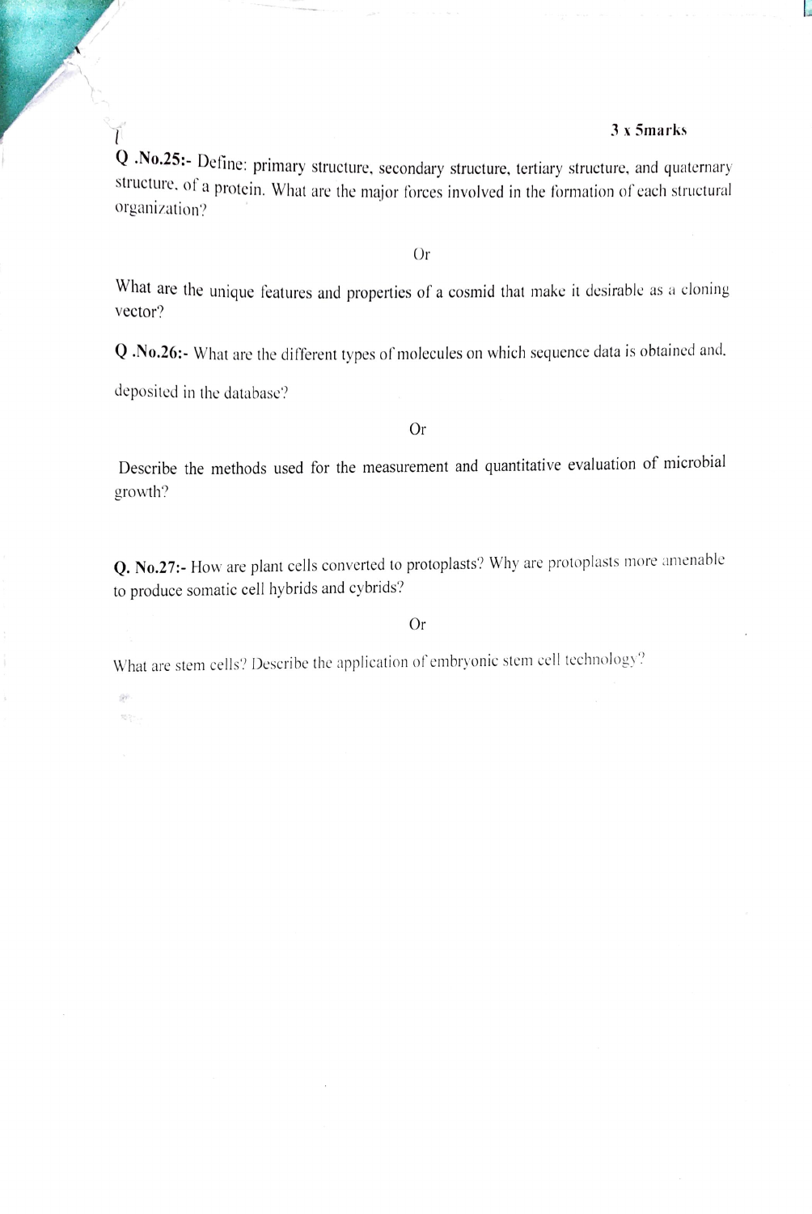**3 x 5marks**

**Q .No.25:-** Define: primary structure, secondary structure, tertiary structure, and quaternary structure, of a protein. What are the major forces involved in the formation of each structural organization?

Or

What are the unique features and properties of a cosmid that make it desirable as a cloning vector?

**Q .No.26:-** What are the different types of molecules on which sequence data is obtained and. deposited in the database?

Or

Describe the methods used for the measurement and quantitative evaluation of microbial growth?

**Q. No.27:-** How are plant cells converted to protoplasts? Why are protoplasts more amenable to produce somatic cell hybrids and cybrids?

Or

What are stem cells? Describe the application of embryonic stem cell technology?